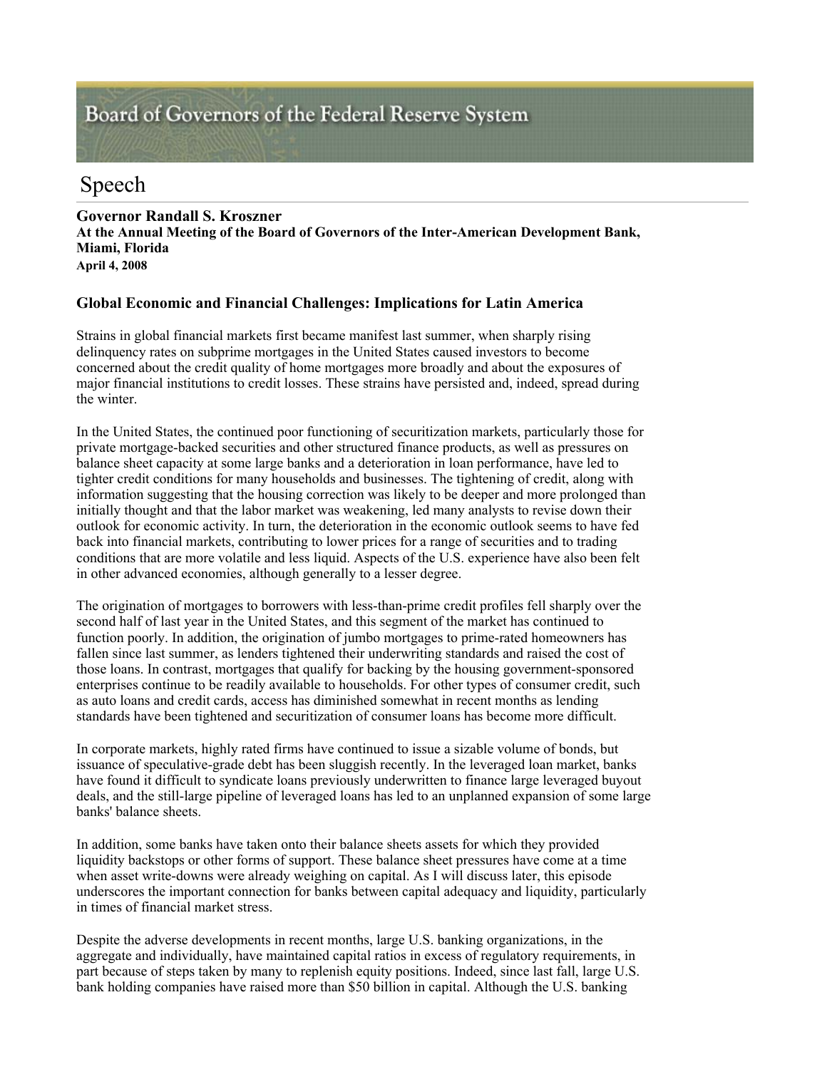Board of Governors of the Federal Reserve System

# Speech

**Governor Randall S. Kroszner**
**At the Annual Meeting of the Board of Governors of the Inter-American Development Bank, Miami, Florida**
**April 4, 2008**

## Global Economic and Financial Challenges: Implications for Latin America

Strains in global financial markets first became manifest last summer, when sharply rising delinquency rates on subprime mortgages in the United States caused investors to become concerned about the credit quality of home mortgages more broadly and about the exposures of major financial institutions to credit losses. These strains have persisted and, indeed, spread during the winter.

In the United States, the continued poor functioning of securitization markets, particularly those for private mortgage-backed securities and other structured finance products, as well as pressures on balance sheet capacity at some large banks and a deterioration in loan performance, have led to tighter credit conditions for many households and businesses. The tightening of credit, along with information suggesting that the housing correction was likely to be deeper and more prolonged than initially thought and that the labor market was weakening, led many analysts to revise down their outlook for economic activity. In turn, the deterioration in the economic outlook seems to have fed back into financial markets, contributing to lower prices for a range of securities and to trading conditions that are more volatile and less liquid. Aspects of the U.S. experience have also been felt in other advanced economies, although generally to a lesser degree.

The origination of mortgages to borrowers with less-than-prime credit profiles fell sharply over the second half of last year in the United States, and this segment of the market has continued to function poorly. In addition, the origination of jumbo mortgages to prime-rated homeowners has fallen since last summer, as lenders tightened their underwriting standards and raised the cost of those loans. In contrast, mortgages that qualify for backing by the housing government-sponsored enterprises continue to be readily available to households. For other types of consumer credit, such as auto loans and credit cards, access has diminished somewhat in recent months as lending standards have been tightened and securitization of consumer loans has become more difficult.

In corporate markets, highly rated firms have continued to issue a sizable volume of bonds, but issuance of speculative-grade debt has been sluggish recently. In the leveraged loan market, banks have found it difficult to syndicate loans previously underwritten to finance large leveraged buyout deals, and the still-large pipeline of leveraged loans has led to an unplanned expansion of some large banks' balance sheets.

In addition, some banks have taken onto their balance sheets assets for which they provided liquidity backstops or other forms of support. These balance sheet pressures have come at a time when asset write-downs were already weighing on capital. As I will discuss later, this episode underscores the important connection for banks between capital adequacy and liquidity, particularly in times of financial market stress.

Despite the adverse developments in recent months, large U.S. banking organizations, in the aggregate and individually, have maintained capital ratios in excess of regulatory requirements, in part because of steps taken by many to replenish equity positions. Indeed, since last fall, large U.S. bank holding companies have raised more than $50 billion in capital. Although the U.S. banking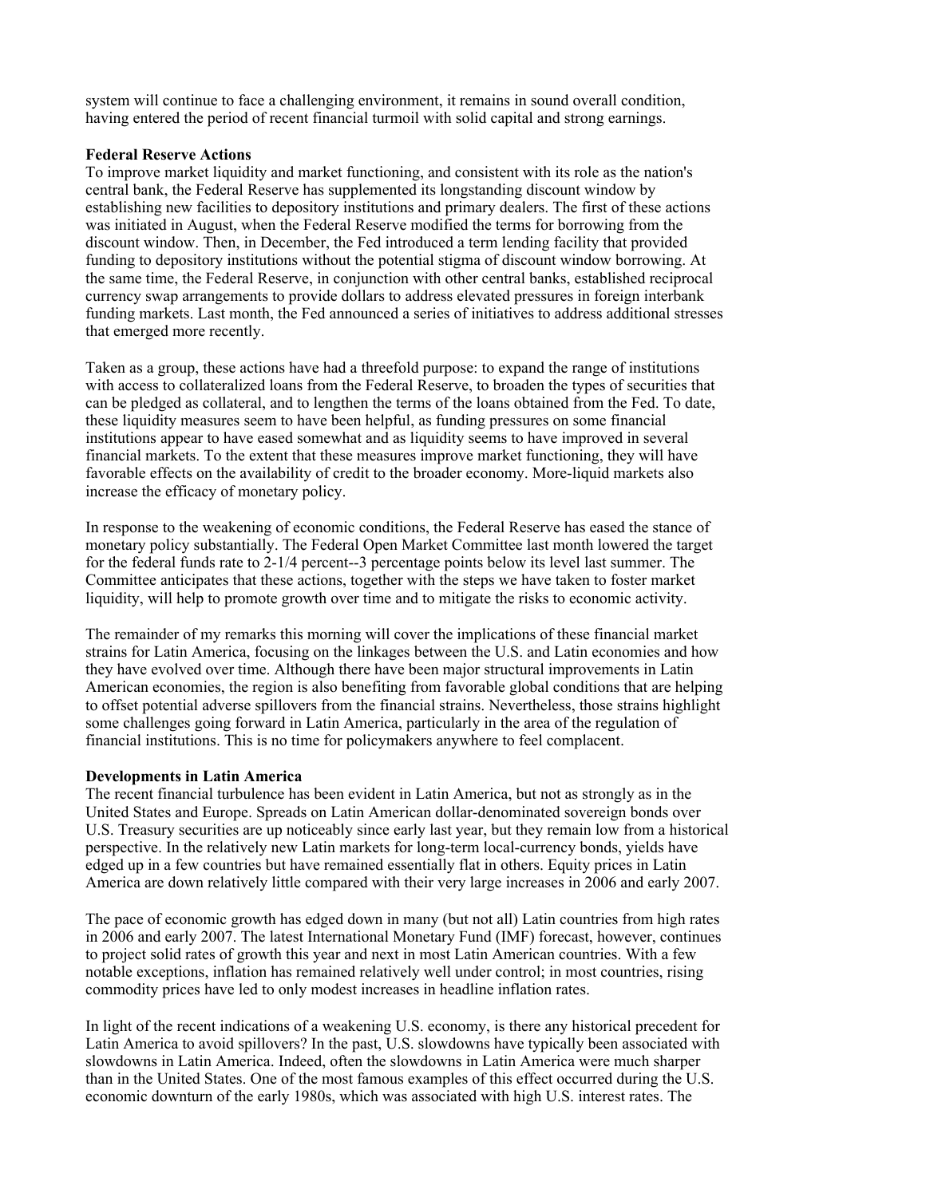system will continue to face a challenging environment, it remains in sound overall condition, having entered the period of recent financial turmoil with solid capital and strong earnings.

**Federal Reserve Actions**

To improve market liquidity and market functioning, and consistent with its role as the nation's central bank, the Federal Reserve has supplemented its longstanding discount window by establishing new facilities to depository institutions and primary dealers. The first of these actions was initiated in August, when the Federal Reserve modified the terms for borrowing from the discount window. Then, in December, the Fed introduced a term lending facility that provided funding to depository institutions without the potential stigma of discount window borrowing. At the same time, the Federal Reserve, in conjunction with other central banks, established reciprocal currency swap arrangements to provide dollars to address elevated pressures in foreign interbank funding markets. Last month, the Fed announced a series of initiatives to address additional stresses that emerged more recently.

Taken as a group, these actions have had a threefold purpose: to expand the range of institutions with access to collateralized loans from the Federal Reserve, to broaden the types of securities that can be pledged as collateral, and to lengthen the terms of the loans obtained from the Fed. To date, these liquidity measures seem to have been helpful, as funding pressures on some financial institutions appear to have eased somewhat and as liquidity seems to have improved in several financial markets. To the extent that these measures improve market functioning, they will have favorable effects on the availability of credit to the broader economy. More-liquid markets also increase the efficacy of monetary policy.

In response to the weakening of economic conditions, the Federal Reserve has eased the stance of monetary policy substantially. The Federal Open Market Committee last month lowered the target for the federal funds rate to 2-1/4 percent--3 percentage points below its level last summer. The Committee anticipates that these actions, together with the steps we have taken to foster market liquidity, will help to promote growth over time and to mitigate the risks to economic activity.

The remainder of my remarks this morning will cover the implications of these financial market strains for Latin America, focusing on the linkages between the U.S. and Latin economies and how they have evolved over time. Although there have been major structural improvements in Latin American economies, the region is also benefiting from favorable global conditions that are helping to offset potential adverse spillovers from the financial strains. Nevertheless, those strains highlight some challenges going forward in Latin America, particularly in the area of the regulation of financial institutions. This is no time for policymakers anywhere to feel complacent.

**Developments in Latin America**

The recent financial turbulence has been evident in Latin America, but not as strongly as in the United States and Europe. Spreads on Latin American dollar-denominated sovereign bonds over U.S. Treasury securities are up noticeably since early last year, but they remain low from a historical perspective. In the relatively new Latin markets for long-term local-currency bonds, yields have edged up in a few countries but have remained essentially flat in others. Equity prices in Latin America are down relatively little compared with their very large increases in 2006 and early 2007.

The pace of economic growth has edged down in many (but not all) Latin countries from high rates in 2006 and early 2007. The latest International Monetary Fund (IMF) forecast, however, continues to project solid rates of growth this year and next in most Latin American countries. With a few notable exceptions, inflation has remained relatively well under control; in most countries, rising commodity prices have led to only modest increases in headline inflation rates.

In light of the recent indications of a weakening U.S. economy, is there any historical precedent for Latin America to avoid spillovers? In the past, U.S. slowdowns have typically been associated with slowdowns in Latin America. Indeed, often the slowdowns in Latin America were much sharper than in the United States. One of the most famous examples of this effect occurred during the U.S. economic downturn of the early 1980s, which was associated with high U.S. interest rates. The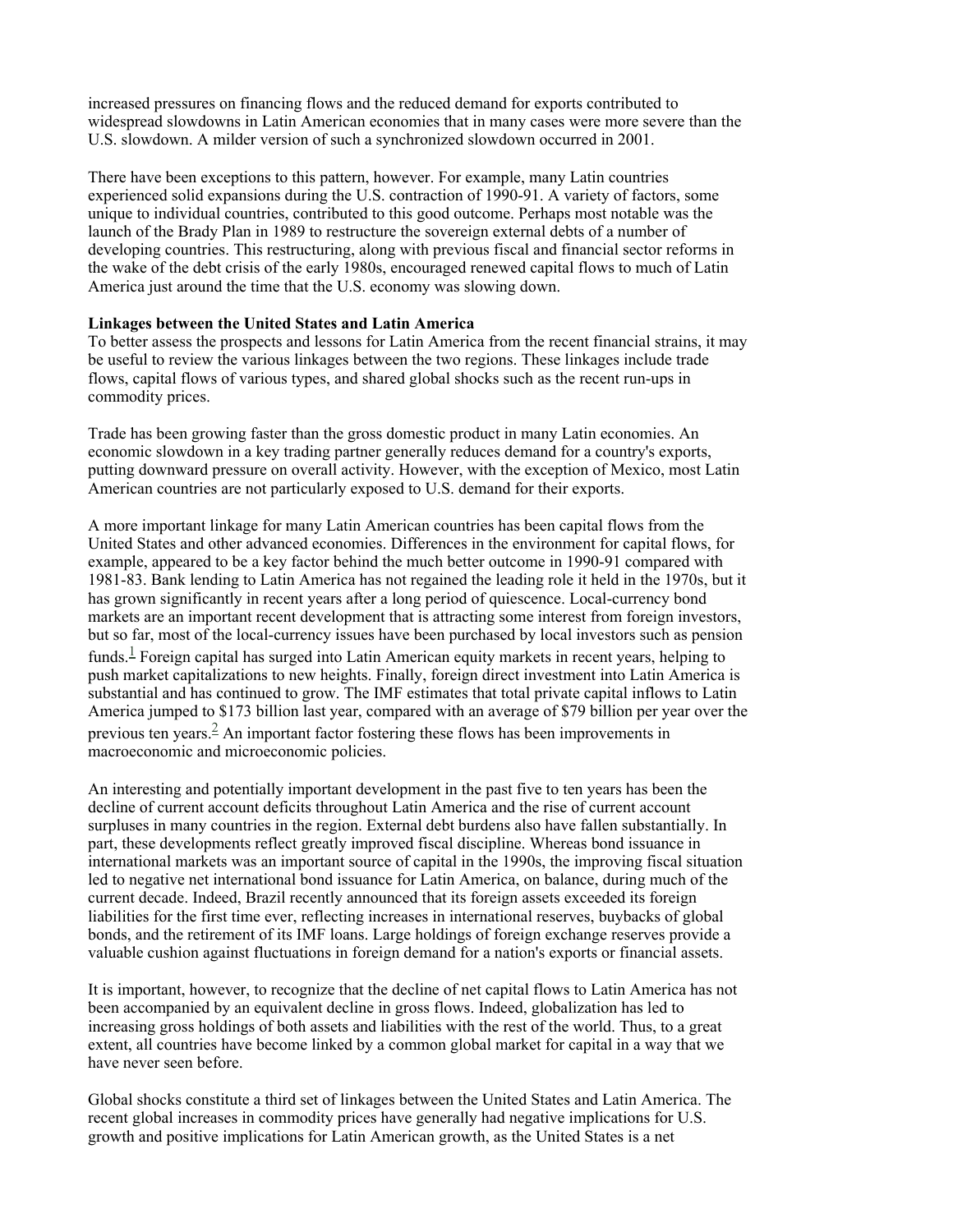increased pressures on financing flows and the reduced demand for exports contributed to widespread slowdowns in Latin American economies that in many cases were more severe than the U.S. slowdown. A milder version of such a synchronized slowdown occurred in 2001.

There have been exceptions to this pattern, however. For example, many Latin countries experienced solid expansions during the U.S. contraction of 1990-91. A variety of factors, some unique to individual countries, contributed to this good outcome. Perhaps most notable was the launch of the Brady Plan in 1989 to restructure the sovereign external debts of a number of developing countries. This restructuring, along with previous fiscal and financial sector reforms in the wake of the debt crisis of the early 1980s, encouraged renewed capital flows to much of Latin America just around the time that the U.S. economy was slowing down.

**Linkages between the United States and Latin America**

To better assess the prospects and lessons for Latin America from the recent financial strains, it may be useful to review the various linkages between the two regions. These linkages include trade flows, capital flows of various types, and shared global shocks such as the recent run-ups in commodity prices.

Trade has been growing faster than the gross domestic product in many Latin economies. An economic slowdown in a key trading partner generally reduces demand for a country's exports, putting downward pressure on overall activity. However, with the exception of Mexico, most Latin American countries are not particularly exposed to U.S. demand for their exports.

A more important linkage for many Latin American countries has been capital flows from the United States and other advanced economies. Differences in the environment for capital flows, for example, appeared to be a key factor behind the much better outcome in 1990-91 compared with 1981-83. Bank lending to Latin America has not regained the leading role it held in the 1970s, but it has grown significantly in recent years after a long period of quiescence. Local-currency bond markets are an important recent development that is attracting some interest from foreign investors, but so far, most of the local-currency issues have been purchased by local investors such as pension funds.[1] Foreign capital has surged into Latin American equity markets in recent years, helping to push market capitalizations to new heights. Finally, foreign direct investment into Latin America is substantial and has continued to grow. The IMF estimates that total private capital inflows to Latin America jumped to $173 billion last year, compared with an average of $79 billion per year over the previous ten years.[2] An important factor fostering these flows has been improvements in macroeconomic and microeconomic policies.

An interesting and potentially important development in the past five to ten years has been the decline of current account deficits throughout Latin America and the rise of current account surpluses in many countries in the region. External debt burdens also have fallen substantially. In part, these developments reflect greatly improved fiscal discipline. Whereas bond issuance in international markets was an important source of capital in the 1990s, the improving fiscal situation led to negative net international bond issuance for Latin America, on balance, during much of the current decade. Indeed, Brazil recently announced that its foreign assets exceeded its foreign liabilities for the first time ever, reflecting increases in international reserves, buybacks of global bonds, and the retirement of its IMF loans. Large holdings of foreign exchange reserves provide a valuable cushion against fluctuations in foreign demand for a nation's exports or financial assets.

It is important, however, to recognize that the decline of net capital flows to Latin America has not been accompanied by an equivalent decline in gross flows. Indeed, globalization has led to increasing gross holdings of both assets and liabilities with the rest of the world. Thus, to a great extent, all countries have become linked by a common global market for capital in a way that we have never seen before.

Global shocks constitute a third set of linkages between the United States and Latin America. The recent global increases in commodity prices have generally had negative implications for U.S. growth and positive implications for Latin American growth, as the United States is a net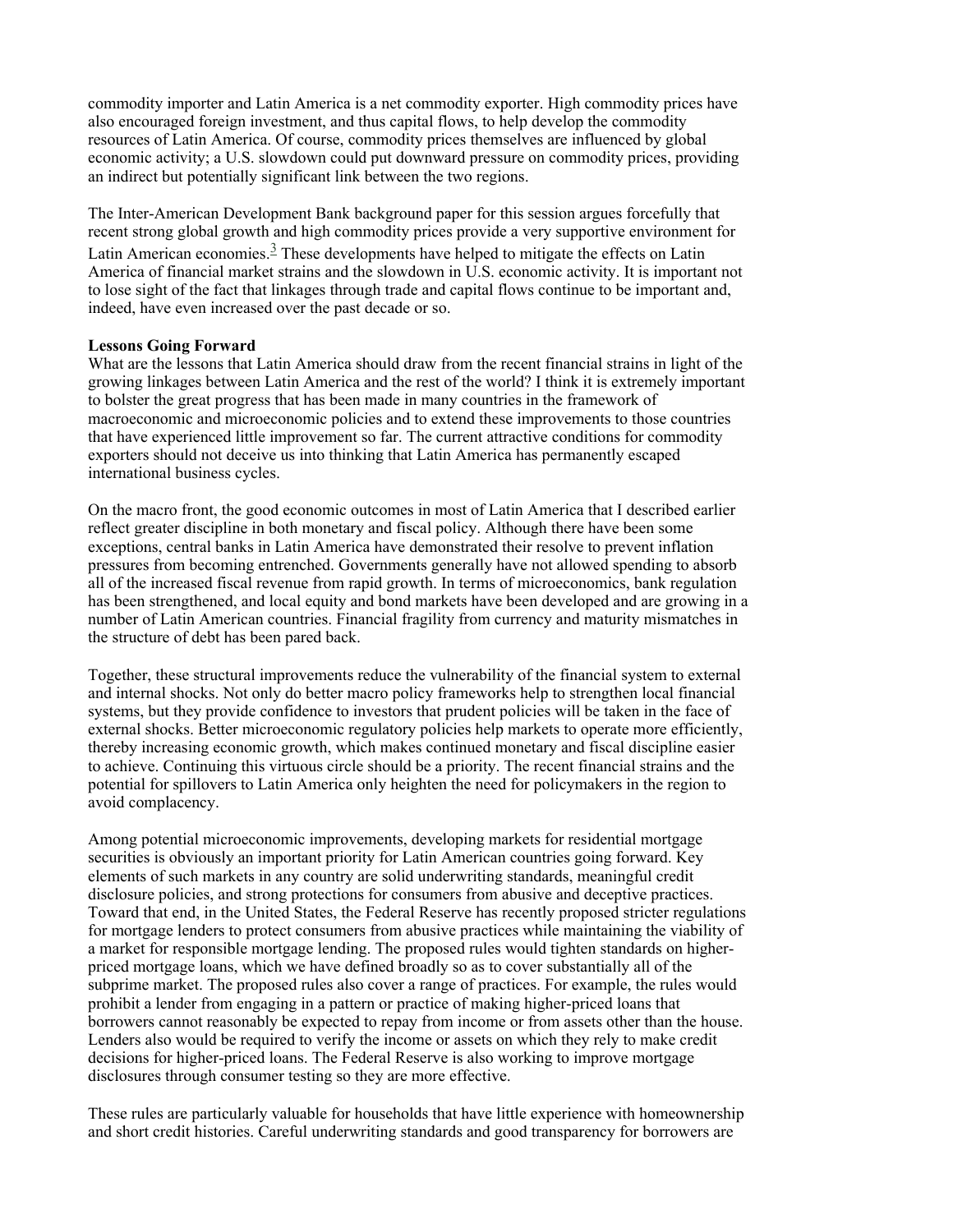commodity importer and Latin America is a net commodity exporter. High commodity prices have also encouraged foreign investment, and thus capital flows, to help develop the commodity resources of Latin America. Of course, commodity prices themselves are influenced by global economic activity; a U.S. slowdown could put downward pressure on commodity prices, providing an indirect but potentially significant link between the two regions.

The Inter-American Development Bank background paper for this session argues forcefully that recent strong global growth and high commodity prices provide a very supportive environment for Latin American economies.[3] These developments have helped to mitigate the effects on Latin America of financial market strains and the slowdown in U.S. economic activity. It is important not to lose sight of the fact that linkages through trade and capital flows continue to be important and, indeed, have even increased over the past decade or so.

**Lessons Going Forward**

What are the lessons that Latin America should draw from the recent financial strains in light of the growing linkages between Latin America and the rest of the world? I think it is extremely important to bolster the great progress that has been made in many countries in the framework of macroeconomic and microeconomic policies and to extend these improvements to those countries that have experienced little improvement so far. The current attractive conditions for commodity exporters should not deceive us into thinking that Latin America has permanently escaped international business cycles.

On the macro front, the good economic outcomes in most of Latin America that I described earlier reflect greater discipline in both monetary and fiscal policy. Although there have been some exceptions, central banks in Latin America have demonstrated their resolve to prevent inflation pressures from becoming entrenched. Governments generally have not allowed spending to absorb all of the increased fiscal revenue from rapid growth. In terms of microeconomics, bank regulation has been strengthened, and local equity and bond markets have been developed and are growing in a number of Latin American countries. Financial fragility from currency and maturity mismatches in the structure of debt has been pared back.

Together, these structural improvements reduce the vulnerability of the financial system to external and internal shocks. Not only do better macro policy frameworks help to strengthen local financial systems, but they provide confidence to investors that prudent policies will be taken in the face of external shocks. Better microeconomic regulatory policies help markets to operate more efficiently, thereby increasing economic growth, which makes continued monetary and fiscal discipline easier to achieve. Continuing this virtuous circle should be a priority. The recent financial strains and the potential for spillovers to Latin America only heighten the need for policymakers in the region to avoid complacency.

Among potential microeconomic improvements, developing markets for residential mortgage securities is obviously an important priority for Latin American countries going forward. Key elements of such markets in any country are solid underwriting standards, meaningful credit disclosure policies, and strong protections for consumers from abusive and deceptive practices. Toward that end, in the United States, the Federal Reserve has recently proposed stricter regulations for mortgage lenders to protect consumers from abusive practices while maintaining the viability of a market for responsible mortgage lending. The proposed rules would tighten standards on higher-priced mortgage loans, which we have defined broadly so as to cover substantially all of the subprime market. The proposed rules also cover a range of practices. For example, the rules would prohibit a lender from engaging in a pattern or practice of making higher-priced loans that borrowers cannot reasonably be expected to repay from income or from assets other than the house. Lenders also would be required to verify the income or assets on which they rely to make credit decisions for higher-priced loans. The Federal Reserve is also working to improve mortgage disclosures through consumer testing so they are more effective.

These rules are particularly valuable for households that have little experience with homeownership and short credit histories. Careful underwriting standards and good transparency for borrowers are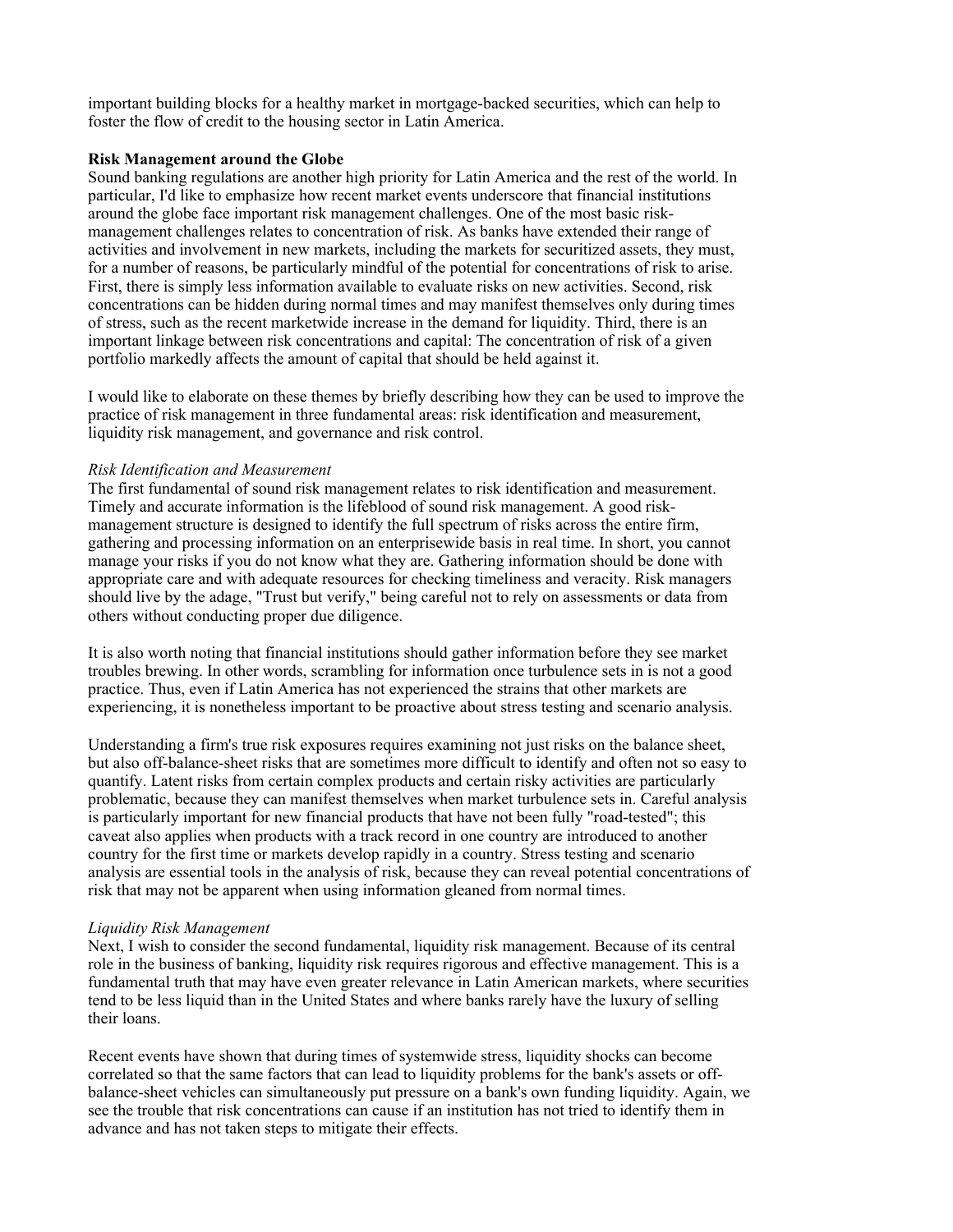important building blocks for a healthy market in mortgage-backed securities, which can help to foster the flow of credit to the housing sector in Latin America.

**Risk Management around the Globe**

Sound banking regulations are another high priority for Latin America and the rest of the world. In particular, I'd like to emphasize how recent market events underscore that financial institutions around the globe face important risk management challenges. One of the most basic risk-management challenges relates to concentration of risk. As banks have extended their range of activities and involvement in new markets, including the markets for securitized assets, they must, for a number of reasons, be particularly mindful of the potential for concentrations of risk to arise. First, there is simply less information available to evaluate risks on new activities. Second, risk concentrations can be hidden during normal times and may manifest themselves only during times of stress, such as the recent marketwide increase in the demand for liquidity. Third, there is an important linkage between risk concentrations and capital: The concentration of risk of a given portfolio markedly affects the amount of capital that should be held against it.

I would like to elaborate on these themes by briefly describing how they can be used to improve the practice of risk management in three fundamental areas: risk identification and measurement, liquidity risk management, and governance and risk control.

*Risk Identification and Measurement*

The first fundamental of sound risk management relates to risk identification and measurement. Timely and accurate information is the lifeblood of sound risk management. A good risk-management structure is designed to identify the full spectrum of risks across the entire firm, gathering and processing information on an enterprisewide basis in real time. In short, you cannot manage your risks if you do not know what they are. Gathering information should be done with appropriate care and with adequate resources for checking timeliness and veracity. Risk managers should live by the adage, "Trust but verify," being careful not to rely on assessments or data from others without conducting proper due diligence.

It is also worth noting that financial institutions should gather information before they see market troubles brewing. In other words, scrambling for information once turbulence sets in is not a good practice. Thus, even if Latin America has not experienced the strains that other markets are experiencing, it is nonetheless important to be proactive about stress testing and scenario analysis.

Understanding a firm's true risk exposures requires examining not just risks on the balance sheet, but also off-balance-sheet risks that are sometimes more difficult to identify and often not so easy to quantify. Latent risks from certain complex products and certain risky activities are particularly problematic, because they can manifest themselves when market turbulence sets in. Careful analysis is particularly important for new financial products that have not been fully "road-tested"; this caveat also applies when products with a track record in one country are introduced to another country for the first time or markets develop rapidly in a country. Stress testing and scenario analysis are essential tools in the analysis of risk, because they can reveal potential concentrations of risk that may not be apparent when using information gleaned from normal times.

*Liquidity Risk Management*

Next, I wish to consider the second fundamental, liquidity risk management. Because of its central role in the business of banking, liquidity risk requires rigorous and effective management. This is a fundamental truth that may have even greater relevance in Latin American markets, where securities tend to be less liquid than in the United States and where banks rarely have the luxury of selling their loans.

Recent events have shown that during times of systemwide stress, liquidity shocks can become correlated so that the same factors that can lead to liquidity problems for the bank's assets or off-balance-sheet vehicles can simultaneously put pressure on a bank's own funding liquidity. Again, we see the trouble that risk concentrations can cause if an institution has not tried to identify them in advance and has not taken steps to mitigate their effects.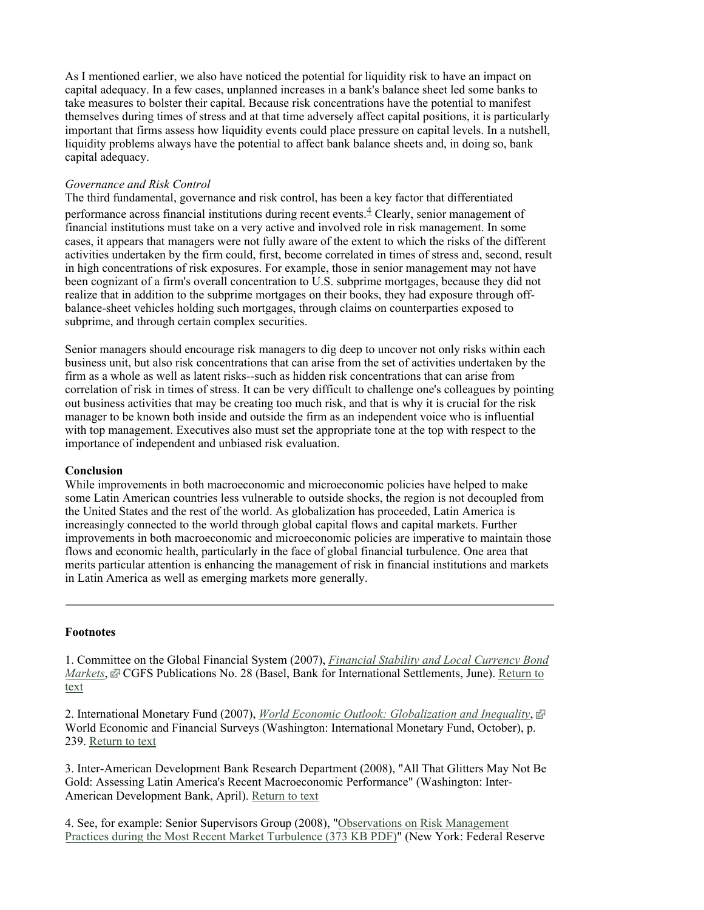As I mentioned earlier, we also have noticed the potential for liquidity risk to have an impact on capital adequacy. In a few cases, unplanned increases in a bank's balance sheet led some banks to take measures to bolster their capital. Because risk concentrations have the potential to manifest themselves during times of stress and at that time adversely affect capital positions, it is particularly important that firms assess how liquidity events could place pressure on capital levels. In a nutshell, liquidity problems always have the potential to affect bank balance sheets and, in doing so, bank capital adequacy.

*Governance and Risk Control*

The third fundamental, governance and risk control, has been a key factor that differentiated performance across financial institutions during recent events.[4] Clearly, senior management of financial institutions must take on a very active and involved role in risk management. In some cases, it appears that managers were not fully aware of the extent to which the risks of the different activities undertaken by the firm could, first, become correlated in times of stress and, second, result in high concentrations of risk exposures. For example, those in senior management may not have been cognizant of a firm's overall concentration to U.S. subprime mortgages, because they did not realize that in addition to the subprime mortgages on their books, they had exposure through off-balance-sheet vehicles holding such mortgages, through claims on counterparties exposed to subprime, and through certain complex securities.

Senior managers should encourage risk managers to dig deep to uncover not only risks within each business unit, but also risk concentrations that can arise from the set of activities undertaken by the firm as a whole as well as latent risks--such as hidden risk concentrations that can arise from correlation of risk in times of stress. It can be very difficult to challenge one's colleagues by pointing out business activities that may be creating too much risk, and that is why it is crucial for the risk manager to be known both inside and outside the firm as an independent voice who is influential with top management. Executives also must set the appropriate tone at the top with respect to the importance of independent and unbiased risk evaluation.

**Conclusion**

While improvements in both macroeconomic and microeconomic policies have helped to make some Latin American countries less vulnerable to outside shocks, the region is not decoupled from the United States and the rest of the world. As globalization has proceeded, Latin America is increasingly connected to the world through global capital flows and capital markets. Further improvements in both macroeconomic and microeconomic policies are imperative to maintain those flows and economic health, particularly in the face of global financial turbulence. One area that merits particular attention is enhancing the management of risk in financial institutions and markets in Latin America as well as emerging markets more generally.

---

**Footnotes**

1. Committee on the Global Financial System (2007), *Financial Stability and Local Currency Bond Markets*, CGFS Publications No. 28 (Basel, Bank for International Settlements, June). Return to text

2. International Monetary Fund (2007), *World Economic Outlook: Globalization and Inequality*, World Economic and Financial Surveys (Washington: International Monetary Fund, October), p. 239. Return to text

3. Inter-American Development Bank Research Department (2008), "All That Glitters May Not Be Gold: Assessing Latin America's Recent Macroeconomic Performance" (Washington: Inter-American Development Bank, April). Return to text

4. See, for example: Senior Supervisors Group (2008), "Observations on Risk Management Practices during the Most Recent Market Turbulence (373 KB PDF)" (New York: Federal Reserve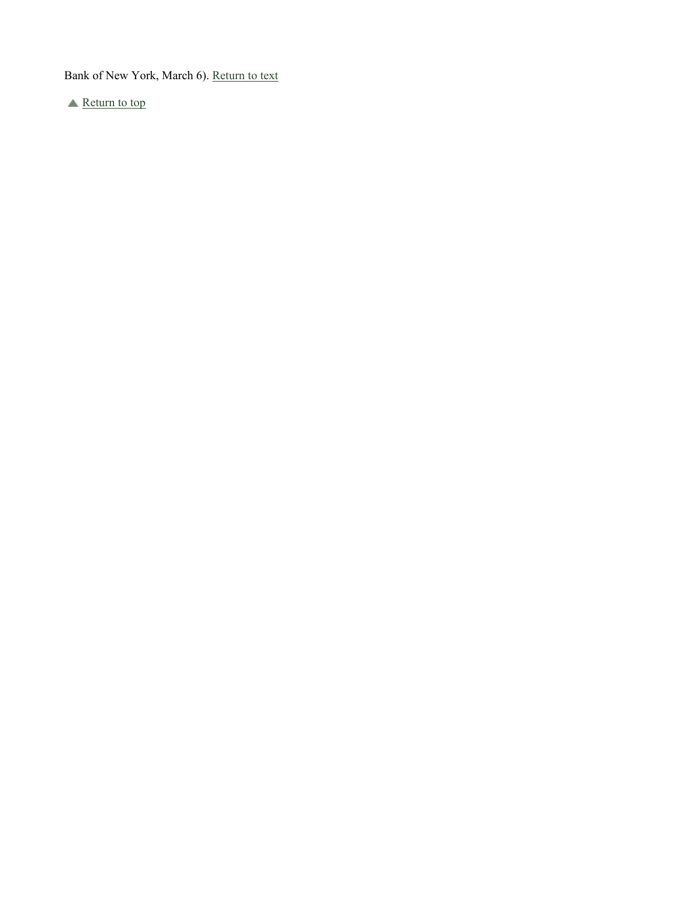Bank of New York, March 6). Return to text

▲ Return to top